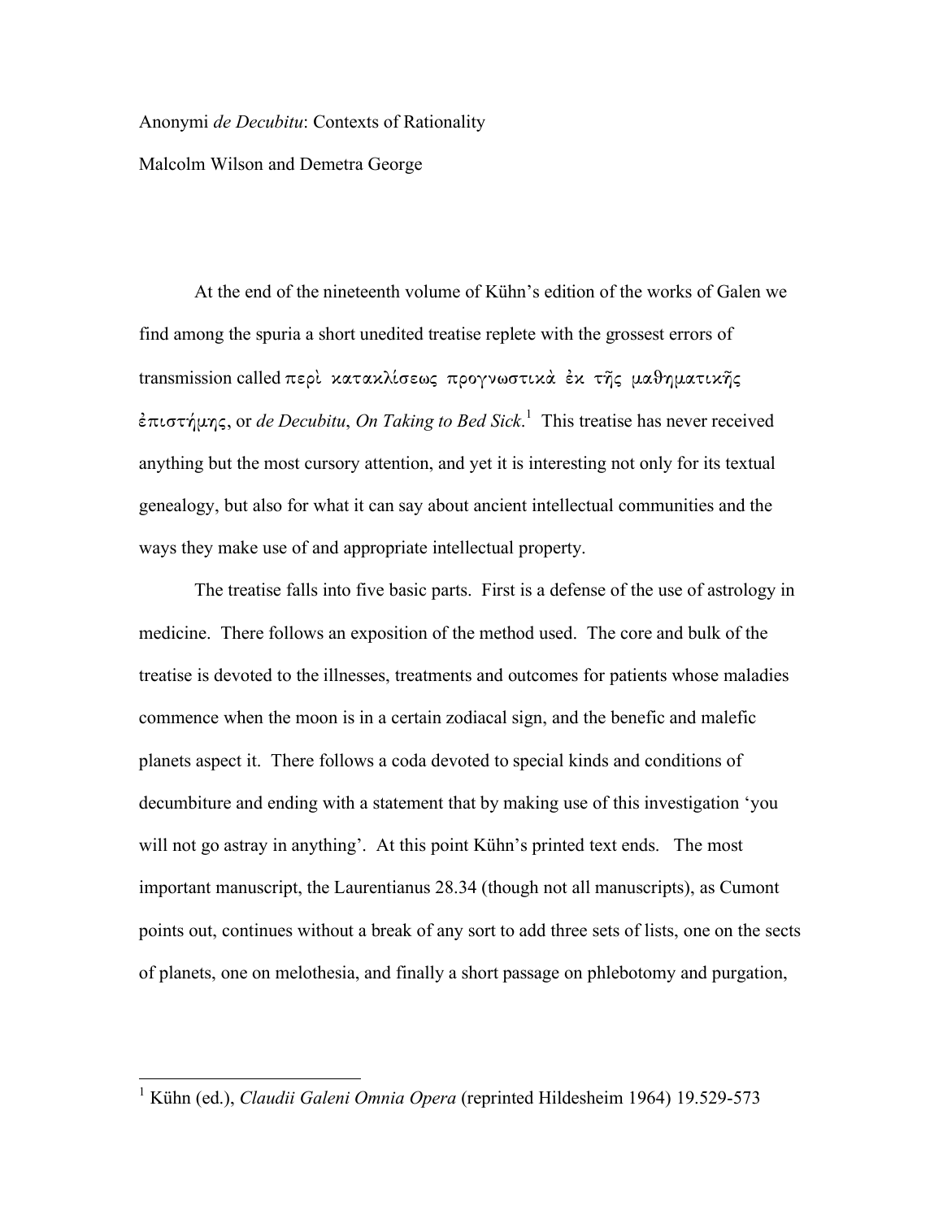Anonymi *de Decubitu*: Contexts of Rationality

Malcolm Wilson and Demetra George

At the end of the nineteenth volume of Kühn's edition of the works of Galen we find among the spuria a short unedited treatise replete with the grossest errors of transmission called περὶ κατακλίσεως προγνωστικὰ ἐκ τῆς μαθηματικῆς ἐπιστήμης, or *de Decubitu*, *On Taking to Bed Sick*.[1] This treatise has never received anything but the most cursory attention, and yet it is interesting not only for its textual genealogy, but also for what it can say about ancient intellectual communities and the ways they make use of and appropriate intellectual property.

The treatise falls into five basic parts. First is a defense of the use of astrology in medicine. There follows an exposition of the method used. The core and bulk of the treatise is devoted to the illnesses, treatments and outcomes for patients whose maladies commence when the moon is in a certain zodiacal sign, and the benefic and malefic planets aspect it. There follows a coda devoted to special kinds and conditions of decumbiture and ending with a statement that by making use of this investigation 'you will not go astray in anything'. At this point Kühn's printed text ends. The most important manuscript, the Laurentianus 28.34 (though not all manuscripts), as Cumont points out, continues without a break of any sort to add three sets of lists, one on the sects of planets, one on melothesia, and finally a short passage on phlebotomy and purgation,

[1] Kühn (ed.), *Claudii Galeni Omnia Opera* (reprinted Hildesheim 1964) 19.529-573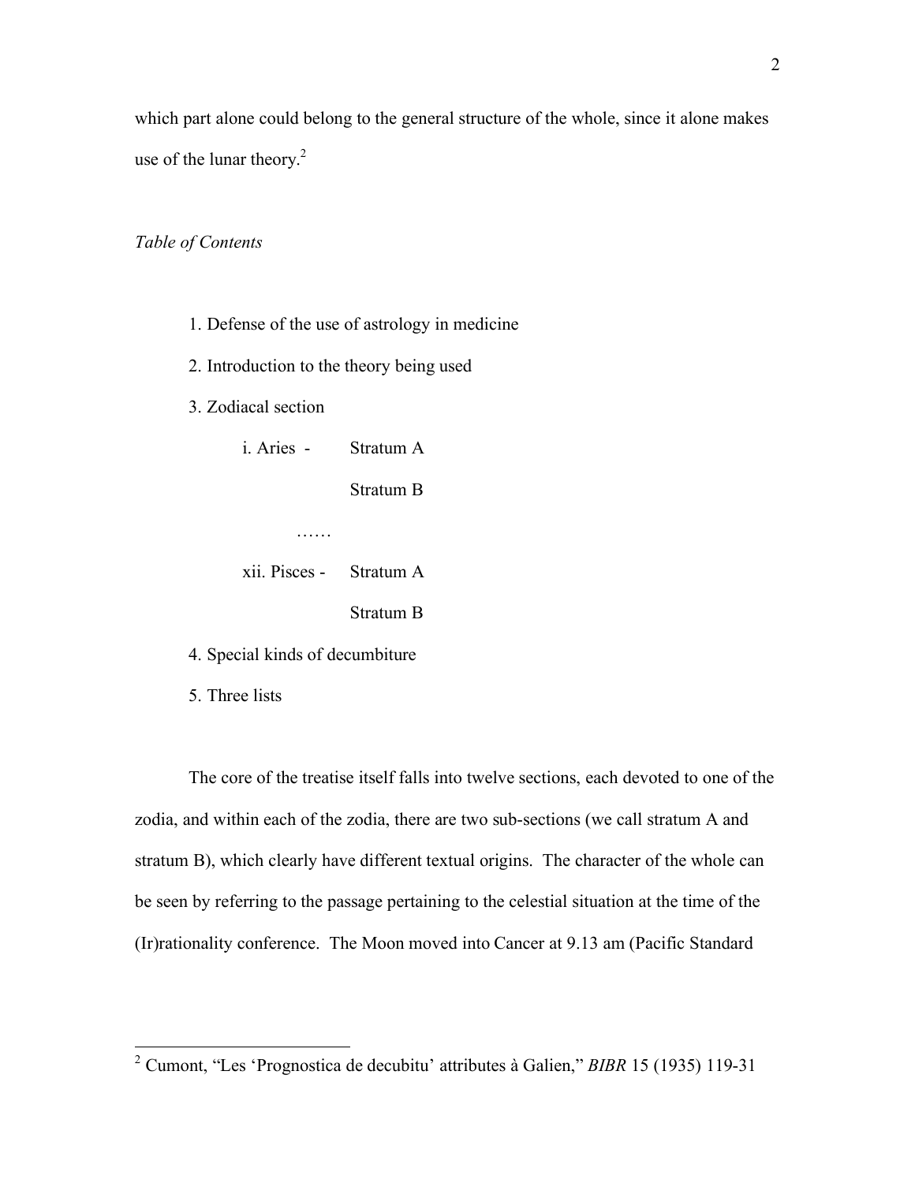which part alone could belong to the general structure of the whole, since it alone makes use of the lunar theory.[2]

*Table of Contents*

1. Defense of the use of astrology in medicine
2. Introduction to the theory being used
3. Zodiacal section

    i. Aries - Stratum A

    Stratum B

    ……

    xii. Pisces - Stratum A

    Stratum B

4. Special kinds of decumbiture
5. Three lists

The core of the treatise itself falls into twelve sections, each devoted to one of the zodia, and within each of the zodia, there are two sub-sections (we call stratum A and stratum B), which clearly have different textual origins. The character of the whole can be seen by referring to the passage pertaining to the celestial situation at the time of the (Ir)rationality conference. The Moon moved into Cancer at 9.13 am (Pacific Standard

---

[2] Cumont, "Les 'Prognostica de decubitu' attributes à Galien," *BIBR* 15 (1935) 119-31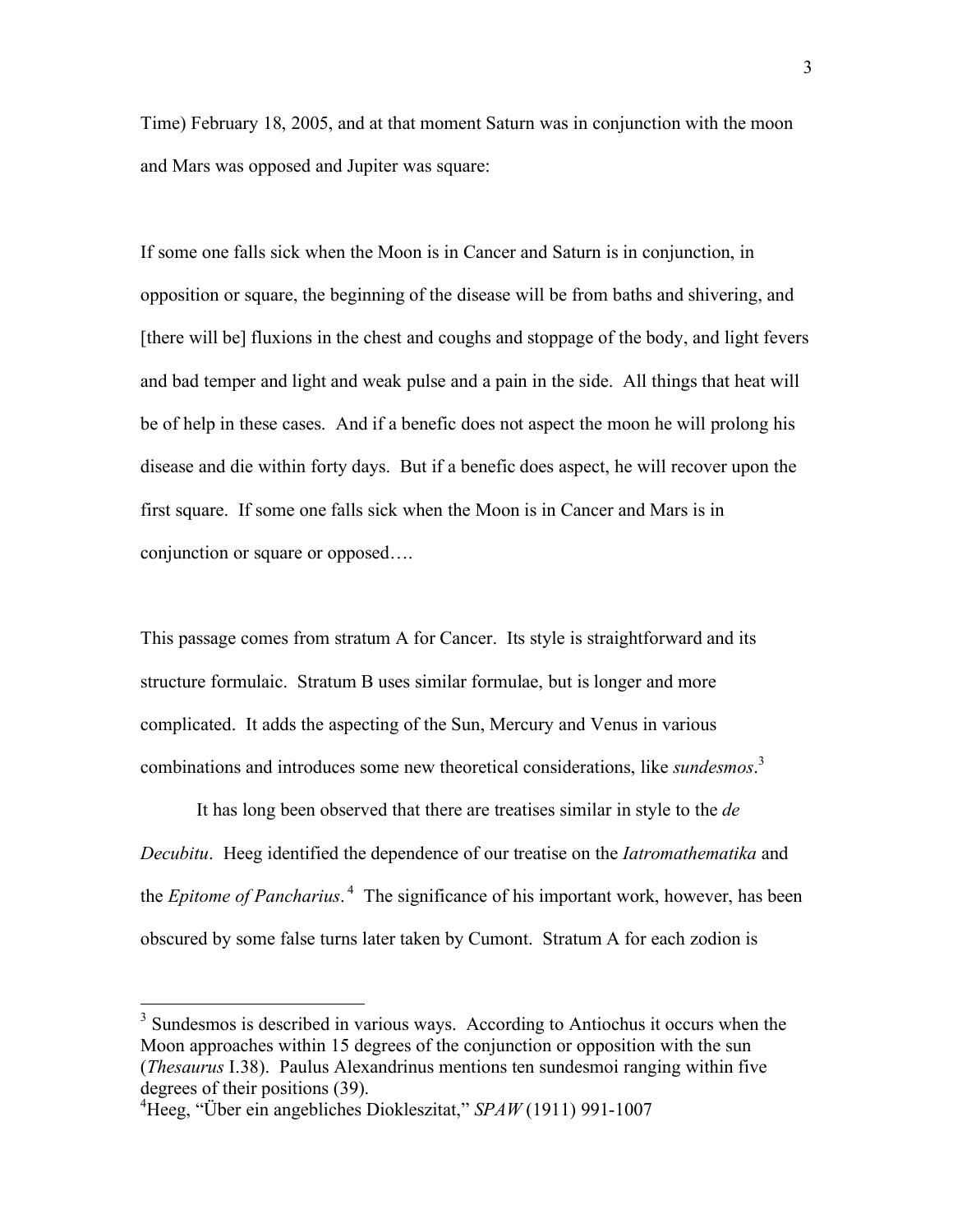Time) February 18, 2005, and at that moment Saturn was in conjunction with the moon and Mars was opposed and Jupiter was square:

If some one falls sick when the Moon is in Cancer and Saturn is in conjunction, in opposition or square, the beginning of the disease will be from baths and shivering, and [there will be] fluxions in the chest and coughs and stoppage of the body, and light fevers and bad temper and light and weak pulse and a pain in the side. All things that heat will be of help in these cases. And if a benefic does not aspect the moon he will prolong his disease and die within forty days. But if a benefic does aspect, he will recover upon the first square. If some one falls sick when the Moon is in Cancer and Mars is in conjunction or square or opposed….

This passage comes from stratum A for Cancer. Its style is straightforward and its structure formulaic. Stratum B uses similar formulae, but is longer and more complicated. It adds the aspecting of the Sun, Mercury and Venus in various combinations and introduces some new theoretical considerations, like *sundesmos*.[3]

It has long been observed that there are treatises similar in style to the *de Decubitu*. Heeg identified the dependence of our treatise on the *Iatromathematika* and the *Epitome of Pancharius*.[4] The significance of his important work, however, has been obscured by some false turns later taken by Cumont. Stratum A for each zodion is

---

[3] Sundesmos is described in various ways. According to Antiochus it occurs when the Moon approaches within 15 degrees of the conjunction or opposition with the sun (*Thesaurus* I.38). Paulus Alexandrinus mentions ten sundesmoi ranging within five degrees of their positions (39).

[4] Heeg, "Über ein angebliches Diokleszitat," *SPAW* (1911) 991-1007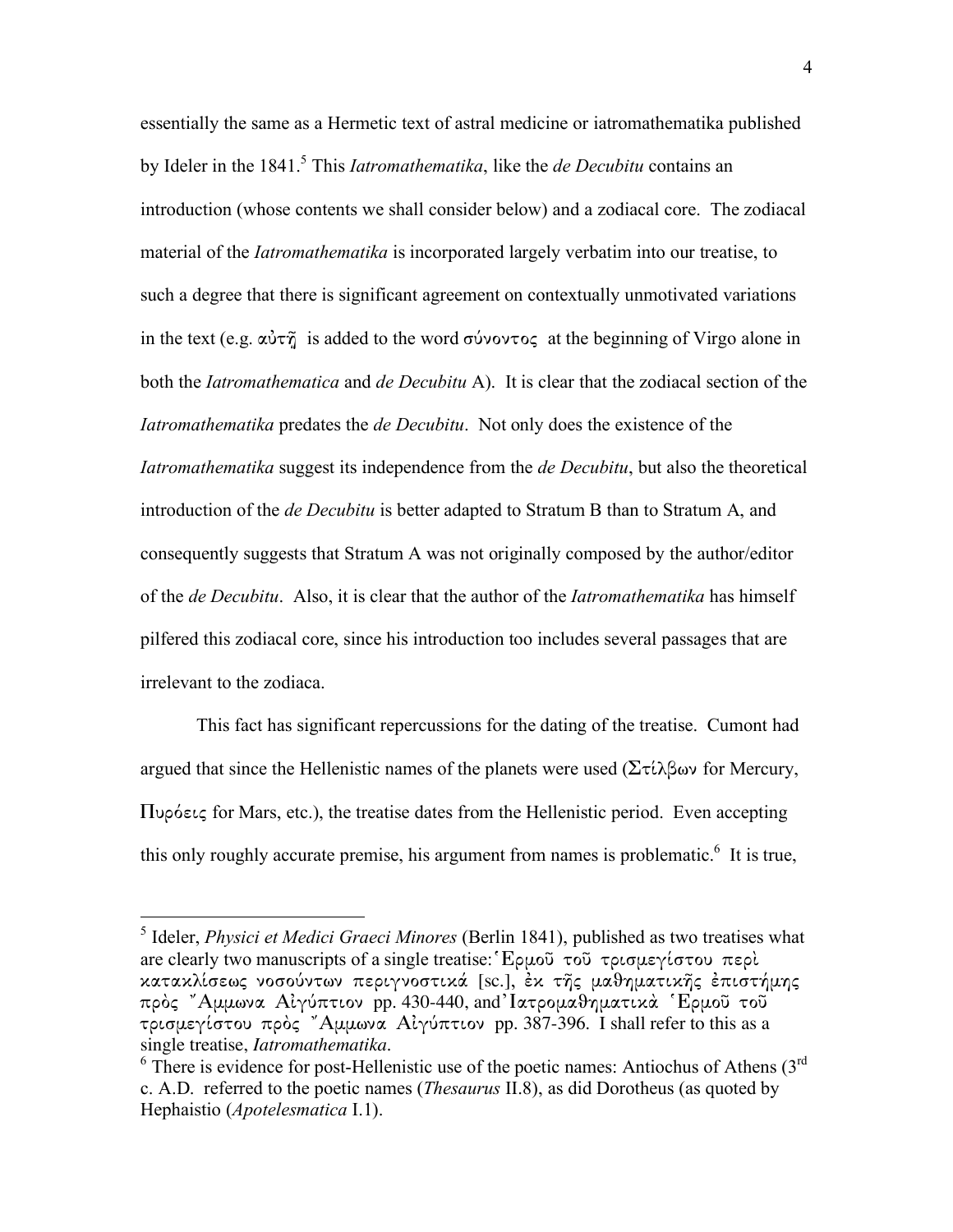essentially the same as a Hermetic text of astral medicine or iatromathematika published by Ideler in the 1841.[5] This *Iatromathematika*, like the *de Decubitu* contains an introduction (whose contents we shall consider below) and a zodiacal core. The zodiacal material of the *Iatromathematika* is incorporated largely verbatim into our treatise, to such a degree that there is significant agreement on contextually unmotivated variations in the text (e.g. αὐτῇ is added to the word σύνοντος at the beginning of Virgo alone in both the *Iatromathematica* and *de Decubitu* A). It is clear that the zodiacal section of the *Iatromathematika* predates the *de Decubitu*. Not only does the existence of the *Iatromathematika* suggest its independence from the *de Decubitu*, but also the theoretical introduction of the *de Decubitu* is better adapted to Stratum B than to Stratum A, and consequently suggests that Stratum A was not originally composed by the author/editor of the *de Decubitu*. Also, it is clear that the author of the *Iatromathematika* has himself pilfered this zodiacal core, since his introduction too includes several passages that are irrelevant to the zodiaca.

This fact has significant repercussions for the dating of the treatise. Cumont had argued that since the Hellenistic names of the planets were used (Στίλβων for Mercury, Πυρόεις for Mars, etc.), the treatise dates from the Hellenistic period. Even accepting this only roughly accurate premise, his argument from names is problematic.[6] It is true,

---

[5] Ideler, *Physici et Medici Graeci Minores* (Berlin 1841), published as two treatises what are clearly two manuscripts of a single treatise: Ἑρμοῦ τοῦ τρισμεγίστου περὶ κατακλίσεως νοσούντων περιγνοστικά [sc.], ἐκ τῆς μαθηματικῆς ἐπιστήμης πρὸς Ἄμμωνα Αἰγύπτιον pp. 430-440, and Ἰατρομαθηματικὰ Ἑρμοῦ τοῦ τρισμεγίστου πρὸς Ἄμμωνα Αἰγύπτιον pp. 387-396. I shall refer to this as a single treatise, *Iatromathematika*.

[6] There is evidence for post-Hellenistic use of the poetic names: Antiochus of Athens (3rd c. A.D. referred to the poetic names (*Thesaurus* II.8), as did Dorotheus (as quoted by Hephaistio (*Apotelesmatica* I.1).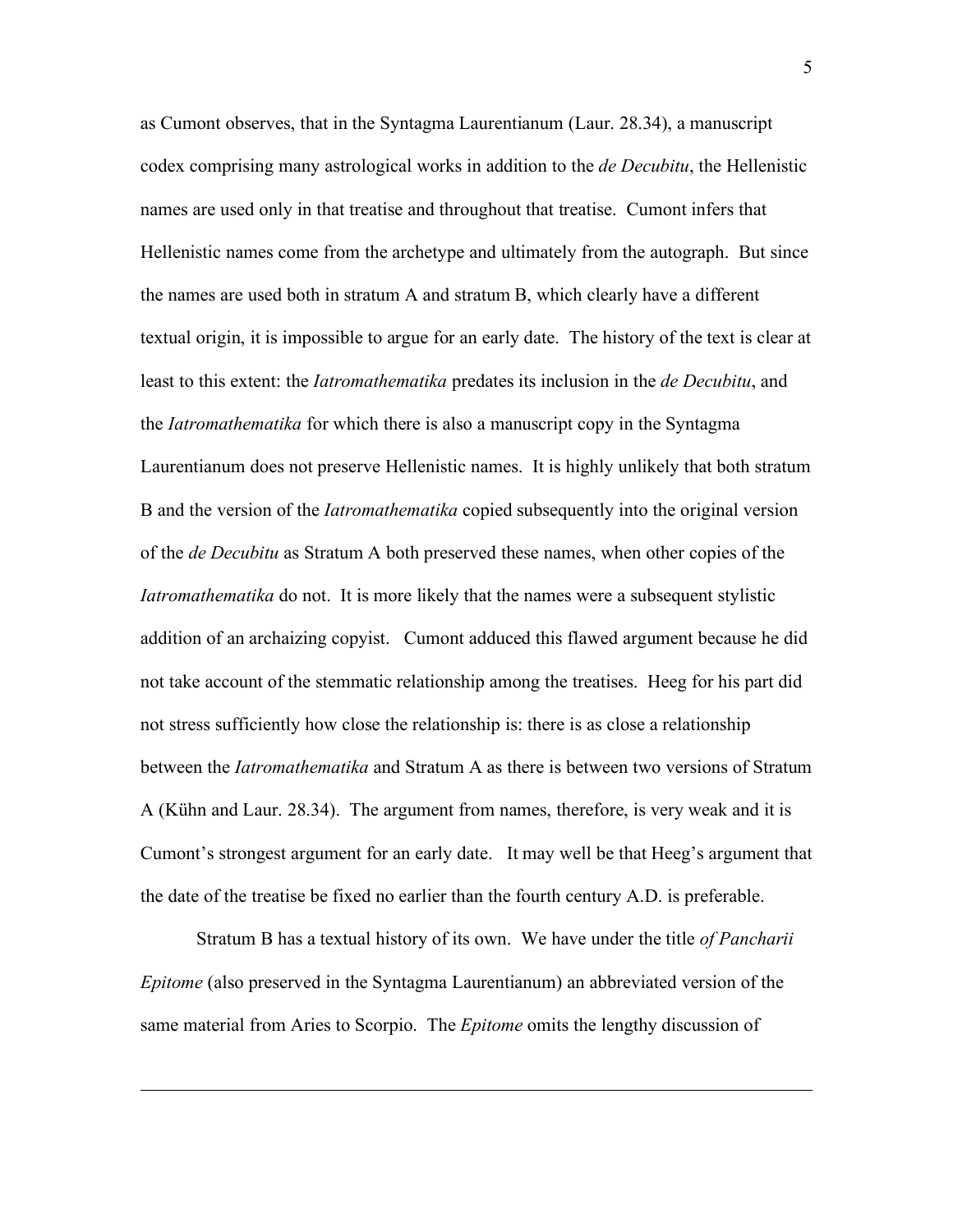as Cumont observes, that in the Syntagma Laurentianum (Laur. 28.34), a manuscript codex comprising many astrological works in addition to the *de Decubitu*, the Hellenistic names are used only in that treatise and throughout that treatise. Cumont infers that Hellenistic names come from the archetype and ultimately from the autograph. But since the names are used both in stratum A and stratum B, which clearly have a different textual origin, it is impossible to argue for an early date. The history of the text is clear at least to this extent: the *Iatromathematika* predates its inclusion in the *de Decubitu*, and the *Iatromathematika* for which there is also a manuscript copy in the Syntagma Laurentianum does not preserve Hellenistic names. It is highly unlikely that both stratum B and the version of the *Iatromathematika* copied subsequently into the original version of the *de Decubitu* as Stratum A both preserved these names, when other copies of the *Iatromathematika* do not. It is more likely that the names were a subsequent stylistic addition of an archaizing copyist. Cumont adduced this flawed argument because he did not take account of the stemmatic relationship among the treatises. Heeg for his part did not stress sufficiently how close the relationship is: there is as close a relationship between the *Iatromathematika* and Stratum A as there is between two versions of Stratum A (Kühn and Laur. 28.34). The argument from names, therefore, is very weak and it is Cumont's strongest argument for an early date. It may well be that Heeg's argument that the date of the treatise be fixed no earlier than the fourth century A.D. is preferable.

Stratum B has a textual history of its own. We have under the title *of Pancharii Epitome* (also preserved in the Syntagma Laurentianum) an abbreviated version of the same material from Aries to Scorpio. The *Epitome* omits the lengthy discussion of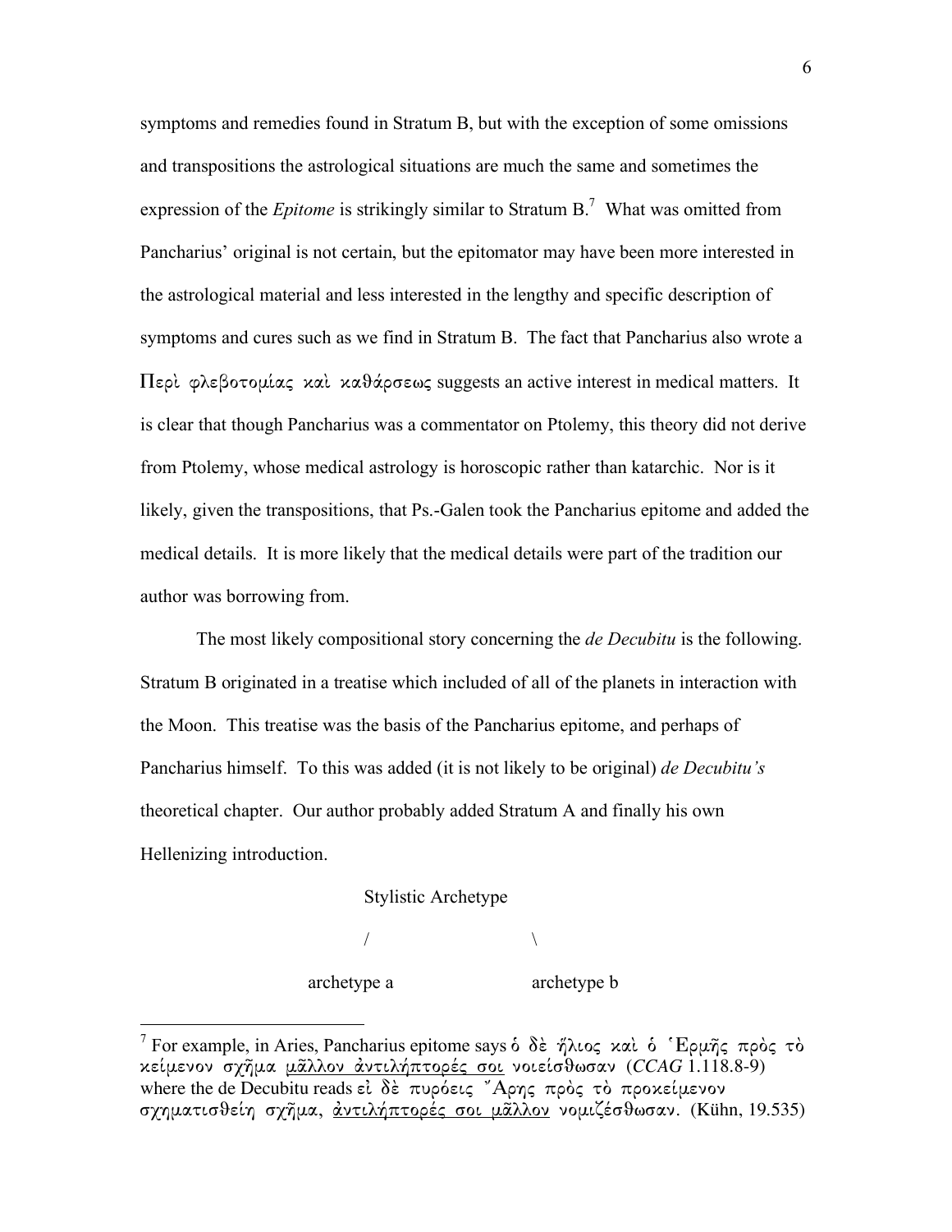symptoms and remedies found in Stratum B, but with the exception of some omissions and transpositions the astrological situations are much the same and sometimes the expression of the *Epitome* is strikingly similar to Stratum B.[7] What was omitted from Pancharius' original is not certain, but the epitomator may have been more interested in the astrological material and less interested in the lengthy and specific description of symptoms and cures such as we find in Stratum B. The fact that Pancharius also wrote a Περὶ φλεβοτομίας καὶ καθάρσεως suggests an active interest in medical matters. It is clear that though Pancharius was a commentator on Ptolemy, this theory did not derive from Ptolemy, whose medical astrology is horoscopic rather than katarchic. Nor is it likely, given the transpositions, that Ps.-Galen took the Pancharius epitome and added the medical details. It is more likely that the medical details were part of the tradition our author was borrowing from.

The most likely compositional story concerning the *de Decubitu* is the following. Stratum B originated in a treatise which included of all of the planets in interaction with the Moon. This treatise was the basis of the Pancharius epitome, and perhaps of Pancharius himself. To this was added (it is not likely to be original) *de Decubitu's* theoretical chapter. Our author probably added Stratum A and finally his own Hellenizing introduction.

```
                Stylistic Archetype
                 /               \
          archetype a         archetype b
```

[7] For example, in Aries, Pancharius epitome says ὁ δὲ ἥλιος καὶ ὁ Ἑρμῆς πρὸς τὸ κείμενον σχῆμα <u>μᾶλλον ἀντιλήπτορές σοι</u> νοιείσθωσαν (*CCAG* 1.118.8-9) where the de Decubitu reads εἰ δὲ πυρόεις Ἄρης πρὸς τὸ προκείμενον σχηματισθείη σχῆμα, <u>ἀντιλήπτορές σοι μᾶλλον</u> νομιζέσθωσαν. (Kühn, 19.535)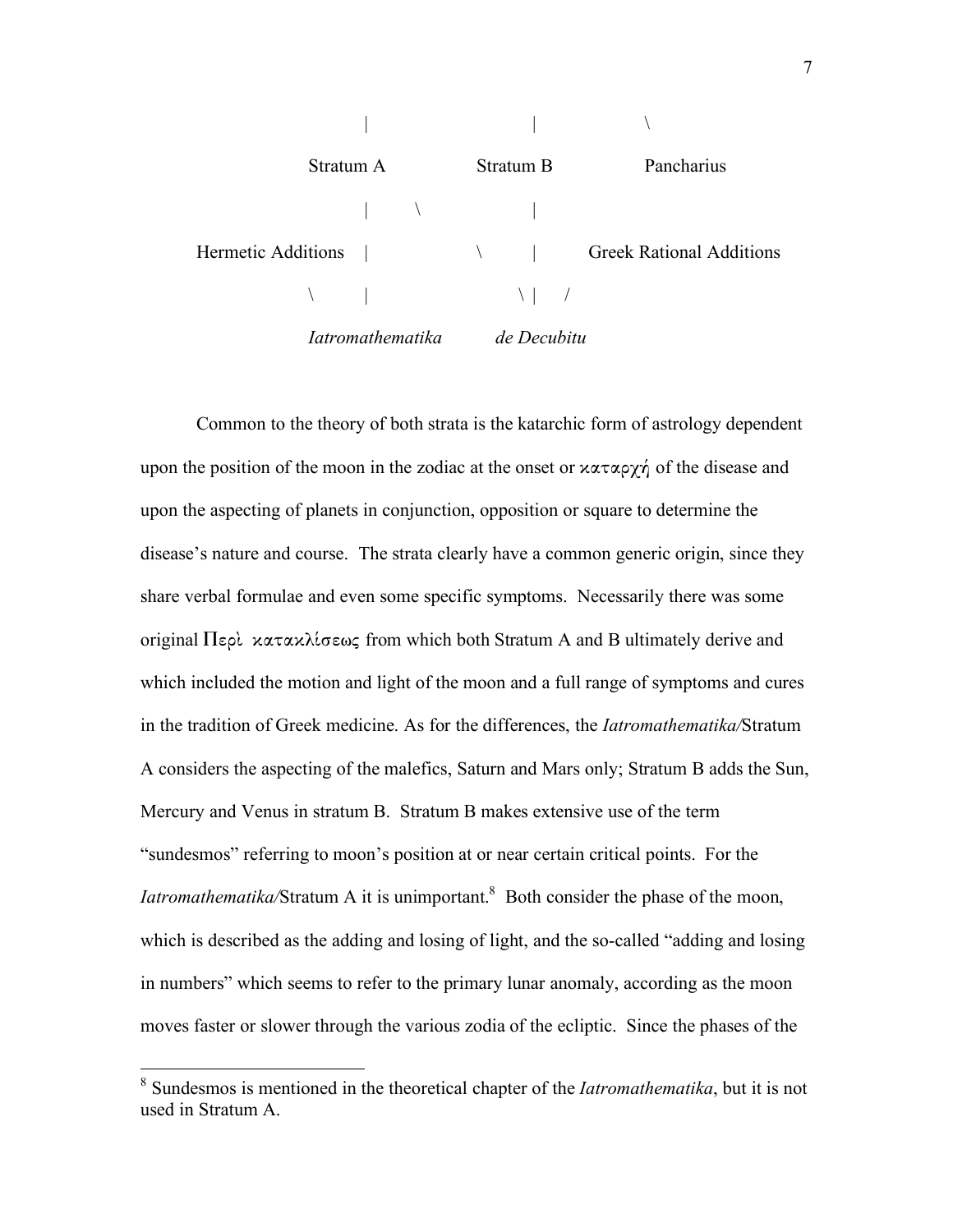```
                 |                  |              \
            Stratum A          Stratum B          Pancharius
                 |     \            |
Hermetic Additions  |          \    |        Greek Rational Additions
         \       |               \  |   /
         Iatromathematika       de Decubitu
```

Common to the theory of both strata is the katarchic form of astrology dependent upon the position of the moon in the zodiac at the onset or καταρχή of the disease and upon the aspecting of planets in conjunction, opposition or square to determine the disease's nature and course. The strata clearly have a common generic origin, since they share verbal formulae and even some specific symptoms. Necessarily there was some original Περὶ κατακλίσεως from which both Stratum A and B ultimately derive and which included the motion and light of the moon and a full range of symptoms and cures in the tradition of Greek medicine. As for the differences, the *Iatromathematika/*Stratum A considers the aspecting of the malefics, Saturn and Mars only; Stratum B adds the Sun, Mercury and Venus in stratum B. Stratum B makes extensive use of the term "sundesmos" referring to moon's position at or near certain critical points. For the *Iatromathematika/*Stratum A it is unimportant.[8] Both consider the phase of the moon, which is described as the adding and losing of light, and the so-called "adding and losing in numbers" which seems to refer to the primary lunar anomaly, according as the moon moves faster or slower through the various zodia of the ecliptic. Since the phases of the

---

[8] Sundesmos is mentioned in the theoretical chapter of the *Iatromathematika*, but it is not used in Stratum A.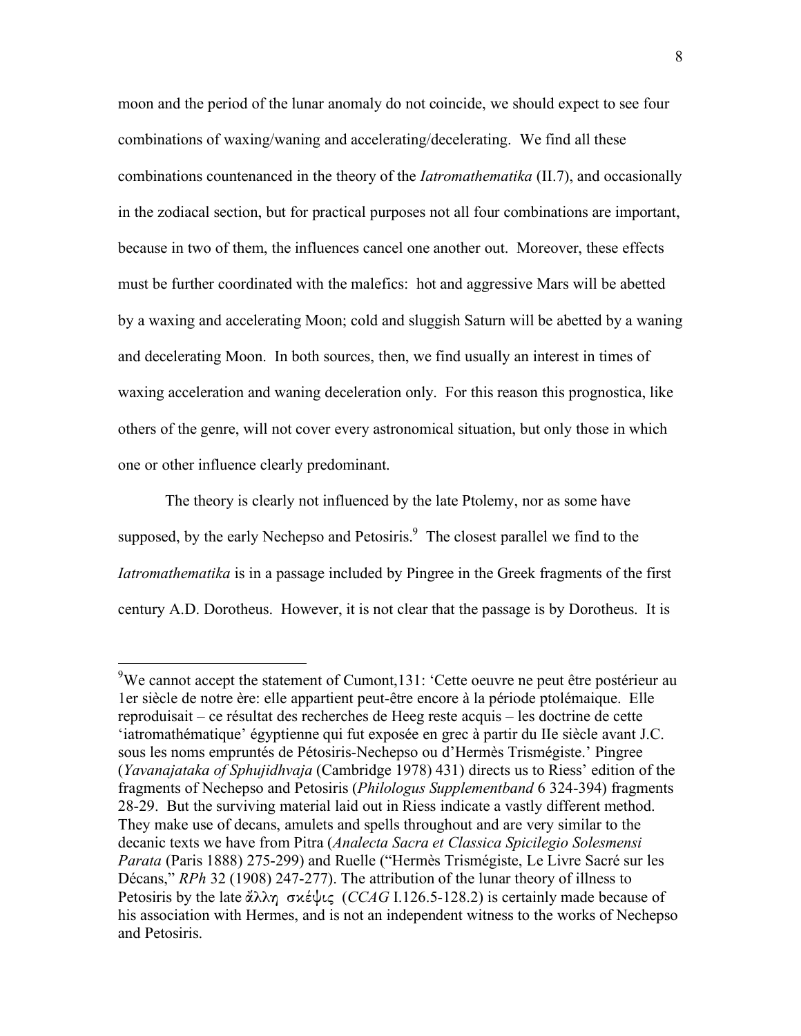moon and the period of the lunar anomaly do not coincide, we should expect to see four combinations of waxing/waning and accelerating/decelerating. We find all these combinations countenanced in the theory of the *Iatromathematika* (II.7), and occasionally in the zodiacal section, but for practical purposes not all four combinations are important, because in two of them, the influences cancel one another out. Moreover, these effects must be further coordinated with the malefics: hot and aggressive Mars will be abetted by a waxing and accelerating Moon; cold and sluggish Saturn will be abetted by a waning and decelerating Moon. In both sources, then, we find usually an interest in times of waxing acceleration and waning deceleration only. For this reason this prognostica, like others of the genre, will not cover every astronomical situation, but only those in which one or other influence clearly predominant.

The theory is clearly not influenced by the late Ptolemy, nor as some have supposed, by the early Nechepso and Petosiris.[9] The closest parallel we find to the *Iatromathematika* is in a passage included by Pingree in the Greek fragments of the first century A.D. Dorotheus. However, it is not clear that the passage is by Dorotheus. It is

---

[9]We cannot accept the statement of Cumont,131: 'Cette oeuvre ne peut être postérieur au 1er siècle de notre ère: elle appartient peut-être encore à la période ptolémaique. Elle reproduisait – ce résultat des recherches de Heeg reste acquis – les doctrine de cette 'iatromathématique' égyptienne qui fut exposée en grec à partir du IIe siècle avant J.C. sous les noms empruntés de Pétosiris-Nechepso ou d'Hermès Trismégiste.' Pingree (*Yavanajataka of Sphujidhvaja* (Cambridge 1978) 431) directs us to Riess' edition of the fragments of Nechepso and Petosiris (*Philologus Supplementband* 6 324-394) fragments 28-29. But the surviving material laid out in Riess indicate a vastly different method. They make use of decans, amulets and spells throughout and are very similar to the decanic texts we have from Pitra (*Analecta Sacra et Classica Spicilegio Solesmensi Parata* (Paris 1888) 275-299) and Ruelle ("Hermès Trismégiste, Le Livre Sacré sur les Décans," *RPh* 32 (1908) 247-277). The attribution of the lunar theory of illness to Petosiris by the late ἄλλη σκέψις (*CCAG* I.126.5-128.2) is certainly made because of his association with Hermes, and is not an independent witness to the works of Nechepso and Petosiris.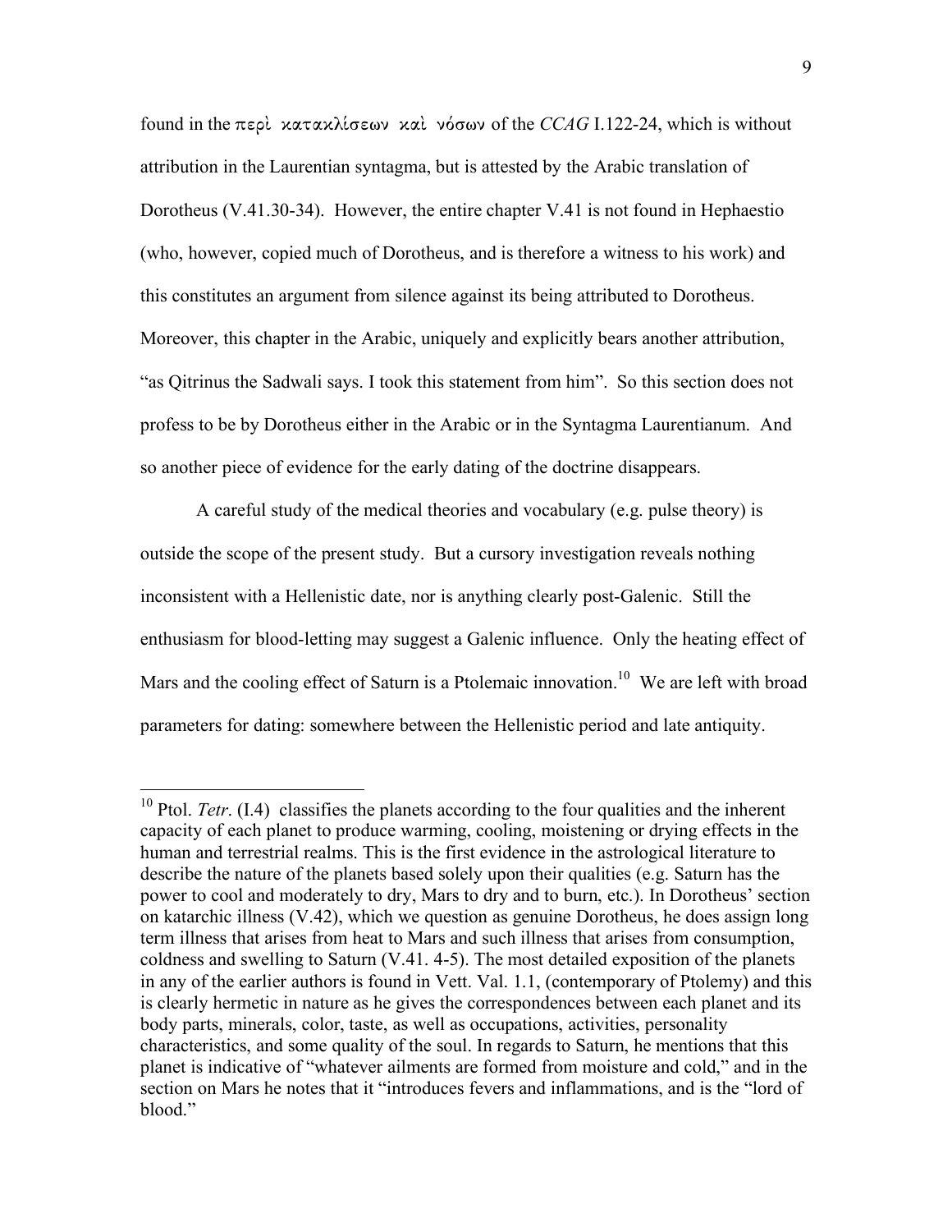found in the περὶ κατακλίσεων καὶ νόσων of the *CCAG* I.122-24, which is without attribution in the Laurentian syntagma, but is attested by the Arabic translation of Dorotheus (V.41.30-34). However, the entire chapter V.41 is not found in Hephaestio (who, however, copied much of Dorotheus, and is therefore a witness to his work) and this constitutes an argument from silence against its being attributed to Dorotheus. Moreover, this chapter in the Arabic, uniquely and explicitly bears another attribution, "as Qitrinus the Sadwali says. I took this statement from him". So this section does not profess to be by Dorotheus either in the Arabic or in the Syntagma Laurentianum. And so another piece of evidence for the early dating of the doctrine disappears.

A careful study of the medical theories and vocabulary (e.g. pulse theory) is outside the scope of the present study. But a cursory investigation reveals nothing inconsistent with a Hellenistic date, nor is anything clearly post-Galenic. Still the enthusiasm for blood-letting may suggest a Galenic influence. Only the heating effect of Mars and the cooling effect of Saturn is a Ptolemaic innovation.[10] We are left with broad parameters for dating: somewhere between the Hellenistic period and late antiquity.

---

[10] Ptol. *Tetr*. (I.4) classifies the planets according to the four qualities and the inherent capacity of each planet to produce warming, cooling, moistening or drying effects in the human and terrestrial realms. This is the first evidence in the astrological literature to describe the nature of the planets based solely upon their qualities (e.g. Saturn has the power to cool and moderately to dry, Mars to dry and to burn, etc.). In Dorotheus' section on katarchic illness (V.42), which we question as genuine Dorotheus, he does assign long term illness that arises from heat to Mars and such illness that arises from consumption, coldness and swelling to Saturn (V.41. 4-5). The most detailed exposition of the planets in any of the earlier authors is found in Vett. Val. 1.1, (contemporary of Ptolemy) and this is clearly hermetic in nature as he gives the correspondences between each planet and its body parts, minerals, color, taste, as well as occupations, activities, personality characteristics, and some quality of the soul. In regards to Saturn, he mentions that this planet is indicative of "whatever ailments are formed from moisture and cold," and in the section on Mars he notes that it "introduces fevers and inflammations, and is the "lord of blood."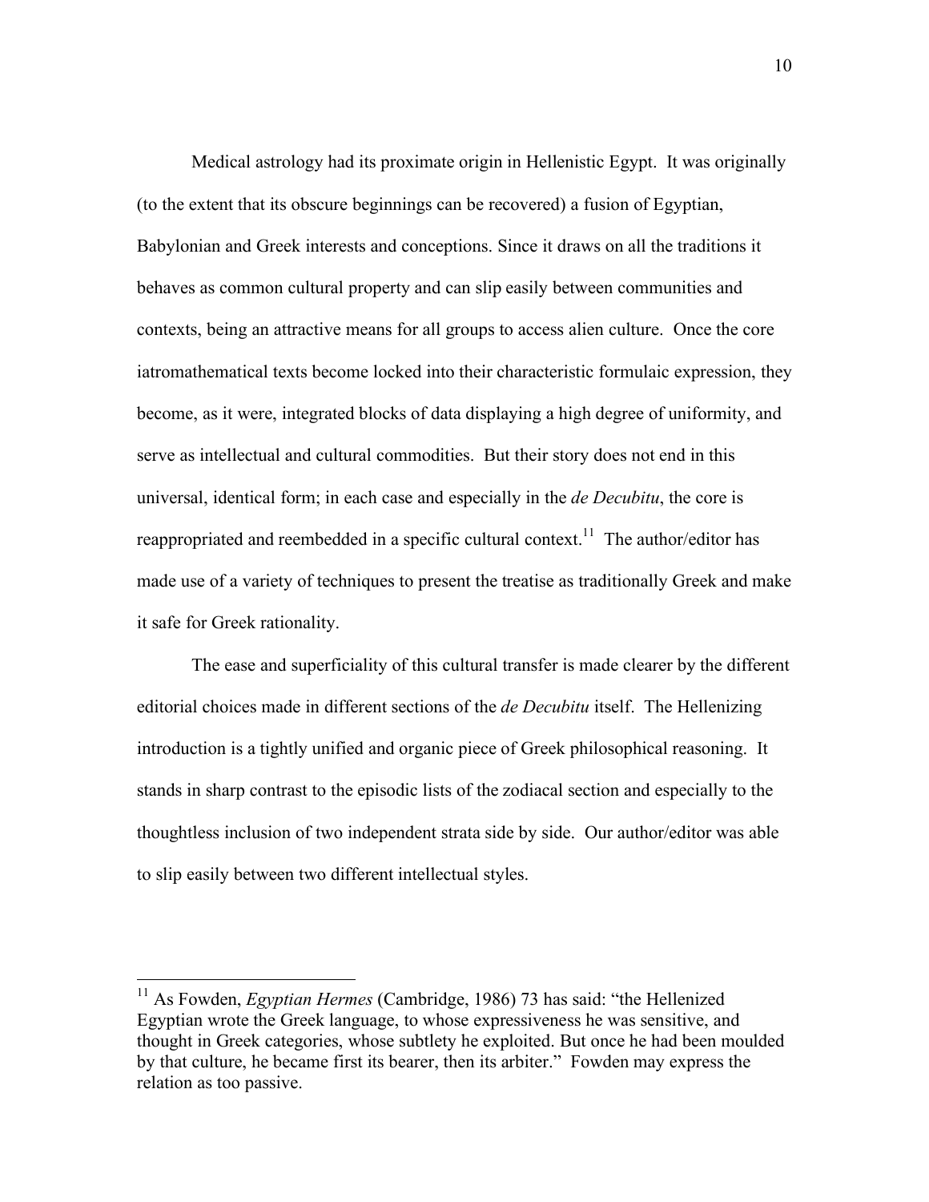Medical astrology had its proximate origin in Hellenistic Egypt. It was originally (to the extent that its obscure beginnings can be recovered) a fusion of Egyptian, Babylonian and Greek interests and conceptions. Since it draws on all the traditions it behaves as common cultural property and can slip easily between communities and contexts, being an attractive means for all groups to access alien culture. Once the core iatromathematical texts become locked into their characteristic formulaic expression, they become, as it were, integrated blocks of data displaying a high degree of uniformity, and serve as intellectual and cultural commodities. But their story does not end in this universal, identical form; in each case and especially in the *de Decubitu*, the core is reappropriated and reembedded in a specific cultural context.[11] The author/editor has made use of a variety of techniques to present the treatise as traditionally Greek and make it safe for Greek rationality.

The ease and superficiality of this cultural transfer is made clearer by the different editorial choices made in different sections of the *de Decubitu* itself. The Hellenizing introduction is a tightly unified and organic piece of Greek philosophical reasoning. It stands in sharp contrast to the episodic lists of the zodiacal section and especially to the thoughtless inclusion of two independent strata side by side. Our author/editor was able to slip easily between two different intellectual styles.

---

[11] As Fowden, *Egyptian Hermes* (Cambridge, 1986) 73 has said: "the Hellenized Egyptian wrote the Greek language, to whose expressiveness he was sensitive, and thought in Greek categories, whose subtlety he exploited. But once he had been moulded by that culture, he became first its bearer, then its arbiter." Fowden may express the relation as too passive.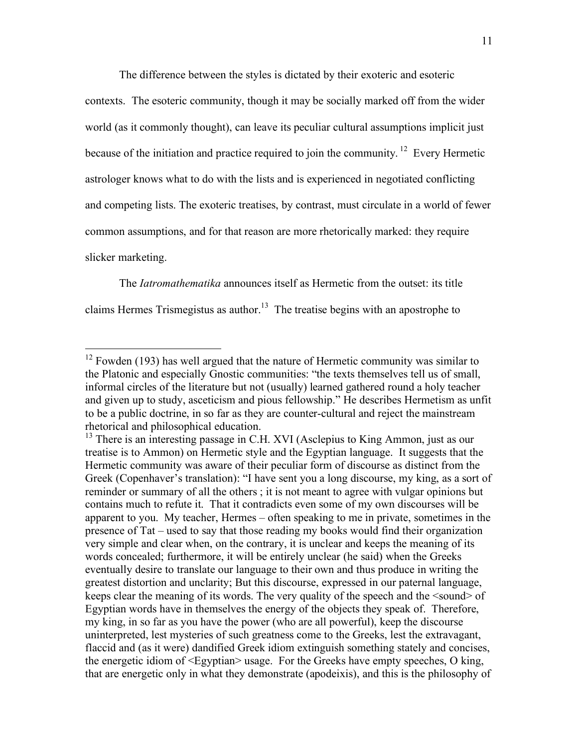The difference between the styles is dictated by their exoteric and esoteric contexts. The esoteric community, though it may be socially marked off from the wider world (as it commonly thought), can leave its peculiar cultural assumptions implicit just because of the initiation and practice required to join the community.[12] Every Hermetic astrologer knows what to do with the lists and is experienced in negotiated conflicting and competing lists. The exoteric treatises, by contrast, must circulate in a world of fewer common assumptions, and for that reason are more rhetorically marked: they require slicker marketing.

The *Iatromathematika* announces itself as Hermetic from the outset: its title claims Hermes Trismegistus as author.[13] The treatise begins with an apostrophe to

---

[12] Fowden (193) has well argued that the nature of Hermetic community was similar to the Platonic and especially Gnostic communities: "the texts themselves tell us of small, informal circles of the literature but not (usually) learned gathered round a holy teacher and given up to study, asceticism and pious fellowship." He describes Hermetism as unfit to be a public doctrine, in so far as they are counter-cultural and reject the mainstream rhetorical and philosophical education.

[13] There is an interesting passage in C.H. XVI (Asclepius to King Ammon, just as our treatise is to Ammon) on Hermetic style and the Egyptian language. It suggests that the Hermetic community was aware of their peculiar form of discourse as distinct from the Greek (Copenhaver's translation): "I have sent you a long discourse, my king, as a sort of reminder or summary of all the others ; it is not meant to agree with vulgar opinions but contains much to refute it. That it contradicts even some of my own discourses will be apparent to you. My teacher, Hermes – often speaking to me in private, sometimes in the presence of Tat – used to say that those reading my books would find their organization very simple and clear when, on the contrary, it is unclear and keeps the meaning of its words concealed; furthermore, it will be entirely unclear (he said) when the Greeks eventually desire to translate our language to their own and thus produce in writing the greatest distortion and unclarity; But this discourse, expressed in our paternal language, keeps clear the meaning of its words. The very quality of the speech and the <sound> of Egyptian words have in themselves the energy of the objects they speak of. Therefore, my king, in so far as you have the power (who are all powerful), keep the discourse uninterpreted, lest mysteries of such greatness come to the Greeks, lest the extravagant, flaccid and (as it were) dandified Greek idiom extinguish something stately and concises, the energetic idiom of <Egyptian> usage. For the Greeks have empty speeches, O king, that are energetic only in what they demonstrate (apodeixis), and this is the philosophy of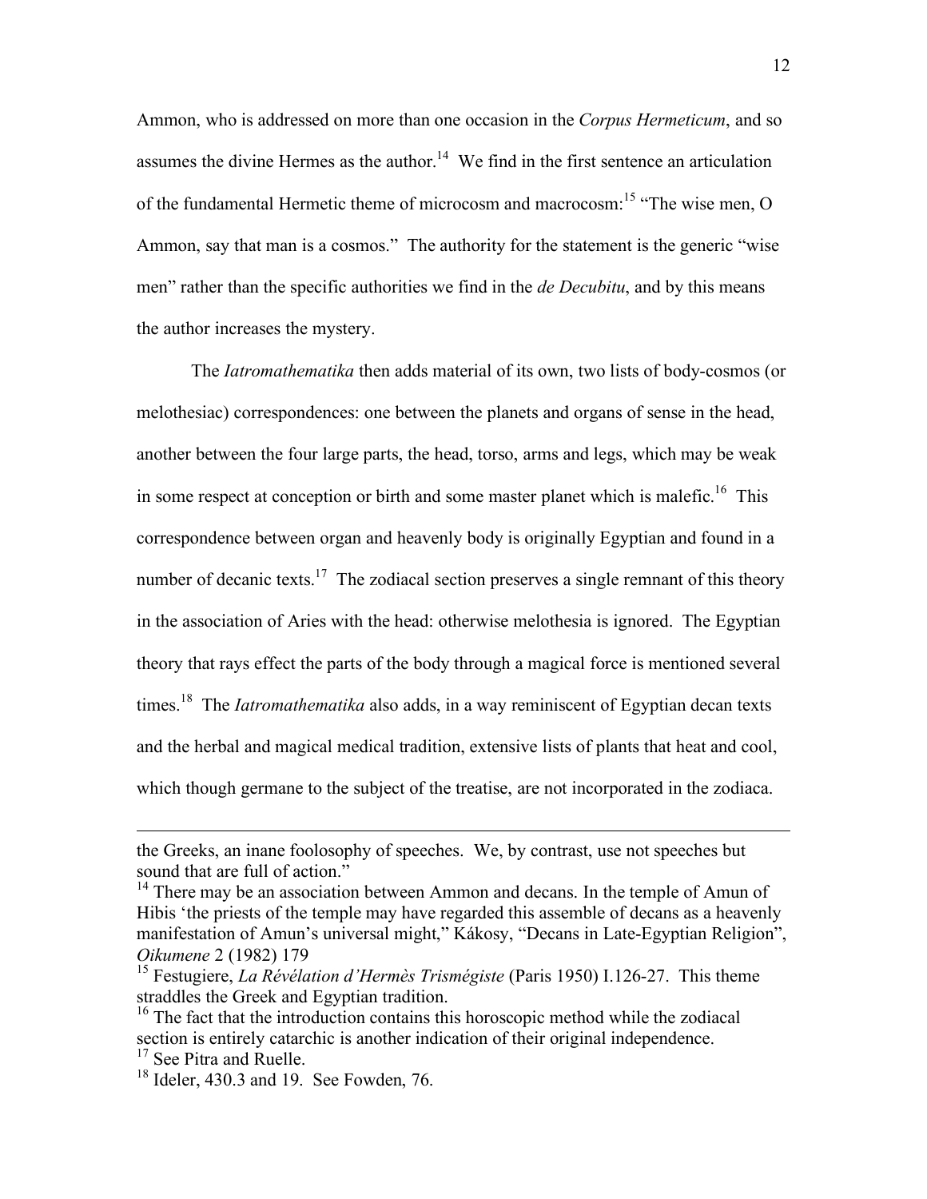Ammon, who is addressed on more than one occasion in the *Corpus Hermeticum*, and so assumes the divine Hermes as the author.[14] We find in the first sentence an articulation of the fundamental Hermetic theme of microcosm and macrocosm:[15] "The wise men, O Ammon, say that man is a cosmos." The authority for the statement is the generic "wise men" rather than the specific authorities we find in the *de Decubitu*, and by this means the author increases the mystery.

The *Iatromathematika* then adds material of its own, two lists of body-cosmos (or melothesiac) correspondences: one between the planets and organs of sense in the head, another between the four large parts, the head, torso, arms and legs, which may be weak in some respect at conception or birth and some master planet which is malefic.[16] This correspondence between organ and heavenly body is originally Egyptian and found in a number of decanic texts.[17] The zodiacal section preserves a single remnant of this theory in the association of Aries with the head: otherwise melothesia is ignored. The Egyptian theory that rays effect the parts of the body through a magical force is mentioned several times.[18] The *Iatromathematika* also adds, in a way reminiscent of Egyptian decan texts and the herbal and magical medical tradition, extensive lists of plants that heat and cool, which though germane to the subject of the treatise, are not incorporated in the zodiaca.

---

the Greeks, an inane foolosophy of speeches. We, by contrast, use not speeches but sound that are full of action."

[14] There may be an association between Ammon and decans. In the temple of Amun of Hibis 'the priests of the temple may have regarded this assemble of decans as a heavenly manifestation of Amun's universal might," Kákosy, "Decans in Late-Egyptian Religion", *Oikumene* 2 (1982) 179

[15] Festugiere, *La Révélation d'Hermès Trismégiste* (Paris 1950) I.126-27. This theme straddles the Greek and Egyptian tradition.

[16] The fact that the introduction contains this horoscopic method while the zodiacal section is entirely catarchic is another indication of their original independence.

[17] See Pitra and Ruelle.

[18] Ideler, 430.3 and 19. See Fowden, 76.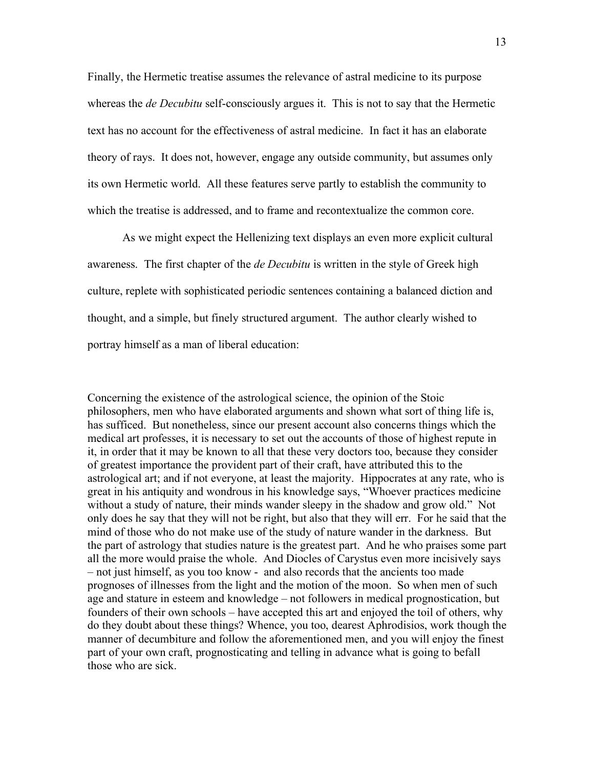Finally, the Hermetic treatise assumes the relevance of astral medicine to its purpose whereas the *de Decubitu* self-consciously argues it. This is not to say that the Hermetic text has no account for the effectiveness of astral medicine. In fact it has an elaborate theory of rays. It does not, however, engage any outside community, but assumes only its own Hermetic world. All these features serve partly to establish the community to which the treatise is addressed, and to frame and recontextualize the common core.

As we might expect the Hellenizing text displays an even more explicit cultural awareness. The first chapter of the *de Decubitu* is written in the style of Greek high culture, replete with sophisticated periodic sentences containing a balanced diction and thought, and a simple, but finely structured argument. The author clearly wished to portray himself as a man of liberal education:

> Concerning the existence of the astrological science, the opinion of the Stoic philosophers, men who have elaborated arguments and shown what sort of thing life is, has sufficed. But nonetheless, since our present account also concerns things which the medical art professes, it is necessary to set out the accounts of those of highest repute in it, in order that it may be known to all that these very doctors too, because they consider of greatest importance the provident part of their craft, have attributed this to the astrological art; and if not everyone, at least the majority. Hippocrates at any rate, who is great in his antiquity and wondrous in his knowledge says, "Whoever practices medicine without a study of nature, their minds wander sleepy in the shadow and grow old." Not only does he say that they will not be right, but also that they will err. For he said that the mind of those who do not make use of the study of nature wander in the darkness. But the part of astrology that studies nature is the greatest part. And he who praises some part all the more would praise the whole. And Diocles of Carystus even more incisively says – not just himself, as you too know - and also records that the ancients too made prognoses of illnesses from the light and the motion of the moon. So when men of such age and stature in esteem and knowledge – not followers in medical prognostication, but founders of their own schools – have accepted this art and enjoyed the toil of others, why do they doubt about these things? Whence, you too, dearest Aphrodisios, work though the manner of decumbiture and follow the aforementioned men, and you will enjoy the finest part of your own craft, prognosticating and telling in advance what is going to befall those who are sick.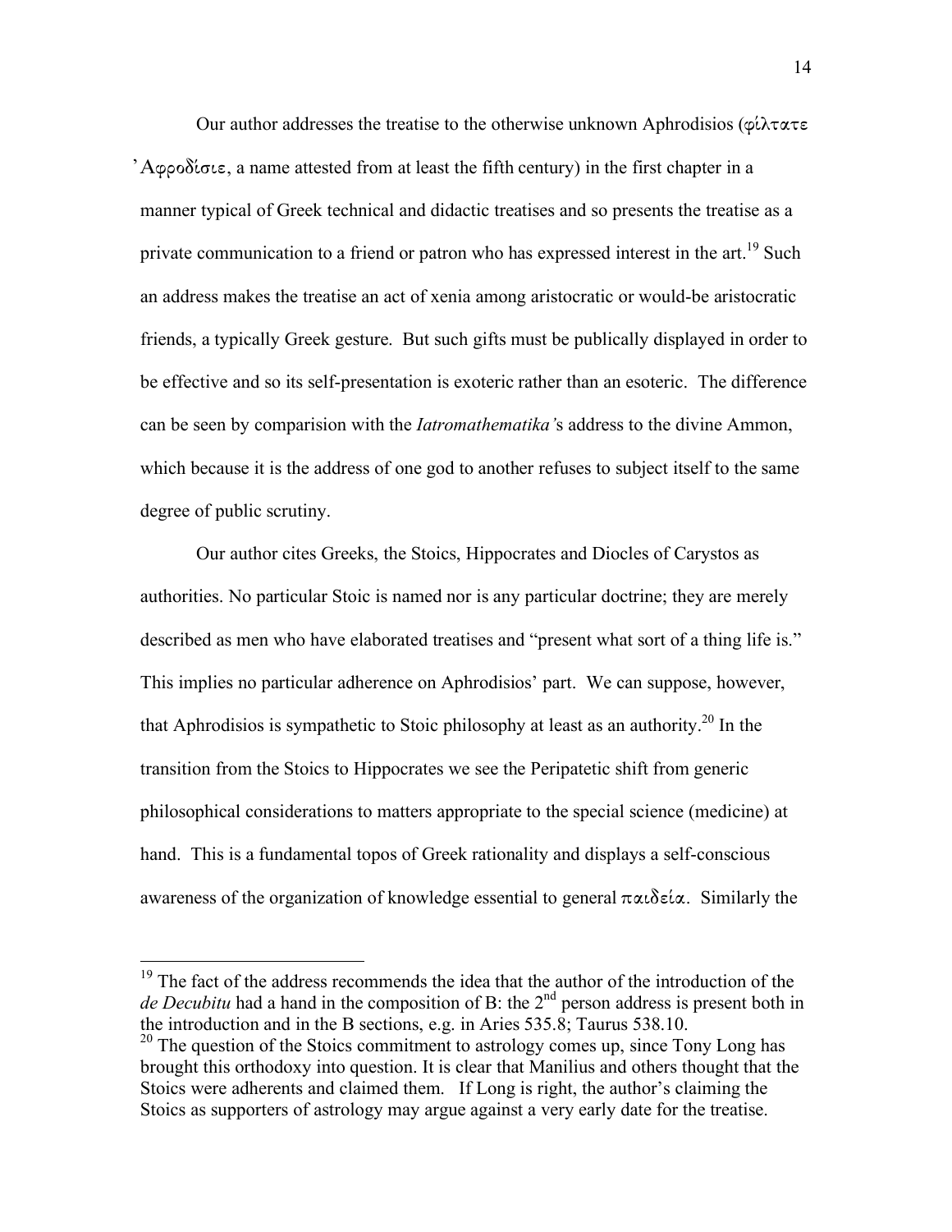Our author addresses the treatise to the otherwise unknown Aphrodisios (φίλτατε Ἀφροδίσιε, a name attested from at least the fifth century) in the first chapter in a manner typical of Greek technical and didactic treatises and so presents the treatise as a private communication to a friend or patron who has expressed interest in the art.[19] Such an address makes the treatise an act of xenia among aristocratic or would-be aristocratic friends, a typically Greek gesture. But such gifts must be publically displayed in order to be effective and so its self-presentation is exoteric rather than an esoteric. The difference can be seen by comparision with the *Iatromathematika'*s address to the divine Ammon, which because it is the address of one god to another refuses to subject itself to the same degree of public scrutiny.

Our author cites Greeks, the Stoics, Hippocrates and Diocles of Carystos as authorities. No particular Stoic is named nor is any particular doctrine; they are merely described as men who have elaborated treatises and "present what sort of a thing life is." This implies no particular adherence on Aphrodisios' part. We can suppose, however, that Aphrodisios is sympathetic to Stoic philosophy at least as an authority.[20] In the transition from the Stoics to Hippocrates we see the Peripatetic shift from generic philosophical considerations to matters appropriate to the special science (medicine) at hand. This is a fundamental topos of Greek rationality and displays a self-conscious awareness of the organization of knowledge essential to general παιδεία. Similarly the

---

[19] The fact of the address recommends the idea that the author of the introduction of the *de Decubitu* had a hand in the composition of B: the 2nd person address is present both in the introduction and in the B sections, e.g. in Aries 535.8; Taurus 538.10.

[20] The question of the Stoics commitment to astrology comes up, since Tony Long has brought this orthodoxy into question. It is clear that Manilius and others thought that the Stoics were adherents and claimed them. If Long is right, the author's claiming the Stoics as supporters of astrology may argue against a very early date for the treatise.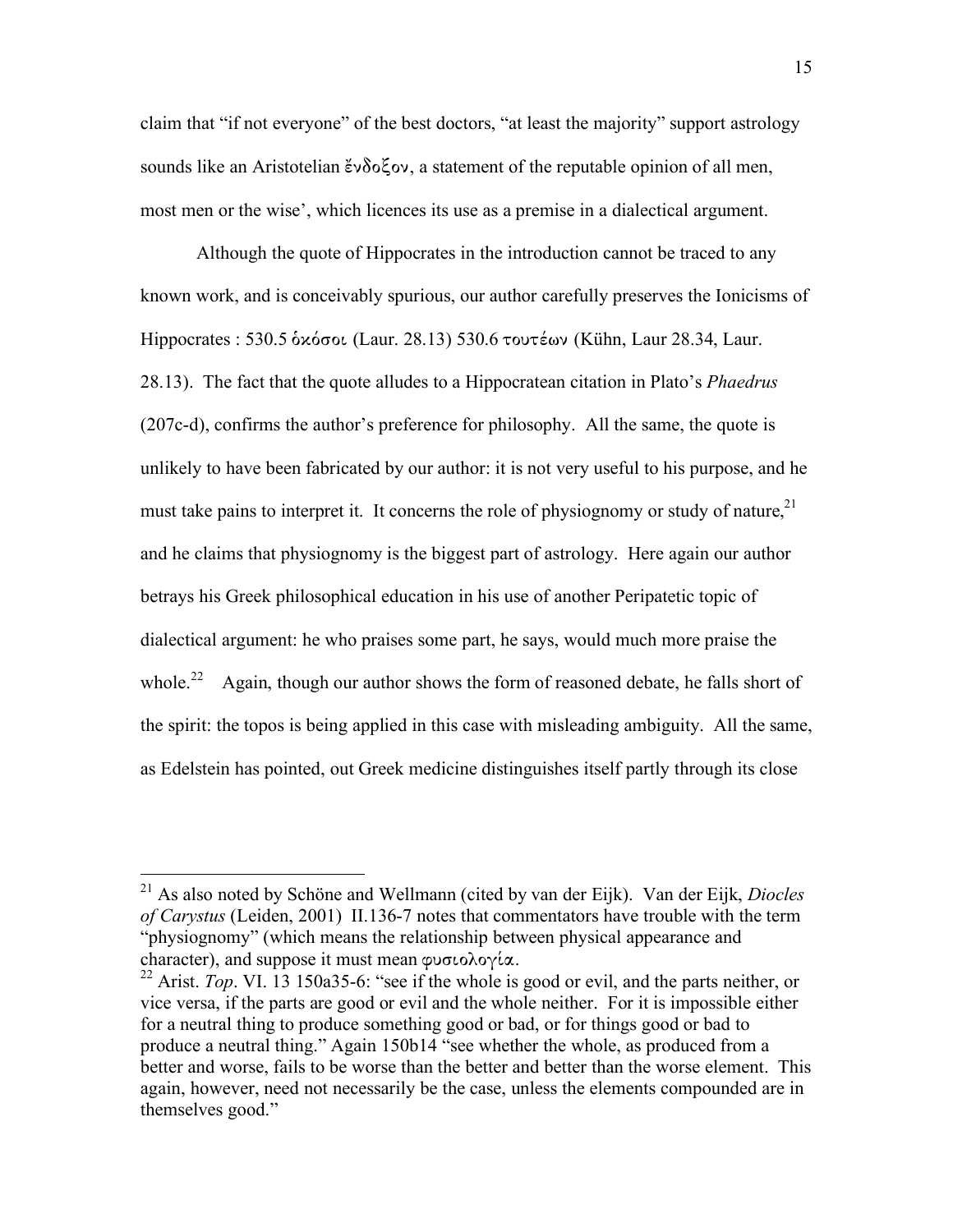claim that "if not everyone" of the best doctors, "at least the majority" support astrology sounds like an Aristotelian ἔνδοξον, a statement of the reputable opinion of all men, most men or the wise', which licences its use as a premise in a dialectical argument.

Although the quote of Hippocrates in the introduction cannot be traced to any known work, and is conceivably spurious, our author carefully preserves the Ionicisms of Hippocrates : 530.5 ὁκόσοι (Laur. 28.13) 530.6 τουτέων (Kühn, Laur 28.34, Laur. 28.13). The fact that the quote alludes to a Hippocratean citation in Plato's *Phaedrus* (207c-d), confirms the author's preference for philosophy. All the same, the quote is unlikely to have been fabricated by our author: it is not very useful to his purpose, and he must take pains to interpret it. It concerns the role of physiognomy or study of nature,[21] and he claims that physiognomy is the biggest part of astrology. Here again our author betrays his Greek philosophical education in his use of another Peripatetic topic of dialectical argument: he who praises some part, he says, would much more praise the whole.[22] Again, though our author shows the form of reasoned debate, he falls short of the spirit: the topos is being applied in this case with misleading ambiguity. All the same, as Edelstein has pointed, out Greek medicine distinguishes itself partly through its close

---

[21] As also noted by Schöne and Wellmann (cited by van der Eijk). Van der Eijk, *Diocles of Carystus* (Leiden, 2001) II.136-7 notes that commentators have trouble with the term "physiognomy" (which means the relationship between physical appearance and character), and suppose it must mean φυσιολογία.

[22] Arist. *Top*. VI. 13 150a35-6: "see if the whole is good or evil, and the parts neither, or vice versa, if the parts are good or evil and the whole neither. For it is impossible either for a neutral thing to produce something good or bad, or for things good or bad to produce a neutral thing." Again 150b14 "see whether the whole, as produced from a better and worse, fails to be worse than the better and better than the worse element. This again, however, need not necessarily be the case, unless the elements compounded are in themselves good."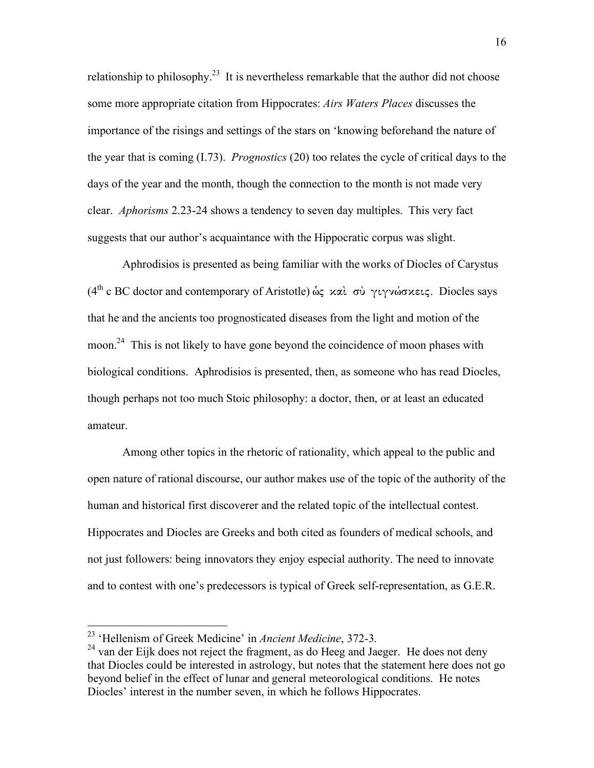relationship to philosophy.[23] It is nevertheless remarkable that the author did not choose some more appropriate citation from Hippocrates: *Airs Waters Places* discusses the importance of the risings and settings of the stars on 'knowing beforehand the nature of the year that is coming (I.73). *Prognostics* (20) too relates the cycle of critical days to the days of the year and the month, though the connection to the month is not made very clear. *Aphorisms* 2.23-24 shows a tendency to seven day multiples. This very fact suggests that our author's acquaintance with the Hippocratic corpus was slight.

Aphrodisios is presented as being familiar with the works of Diocles of Carystus (4th c BC doctor and contemporary of Aristotle) ὡς καὶ σὺ γιγνώσκεις. Diocles says that he and the ancients too prognosticated diseases from the light and motion of the moon.[24] This is not likely to have gone beyond the coincidence of moon phases with biological conditions. Aphrodisios is presented, then, as someone who has read Diocles, though perhaps not too much Stoic philosophy: a doctor, then, or at least an educated amateur.

Among other topics in the rhetoric of rationality, which appeal to the public and open nature of rational discourse, our author makes use of the topic of the authority of the human and historical first discoverer and the related topic of the intellectual contest. Hippocrates and Diocles are Greeks and both cited as founders of medical schools, and not just followers: being innovators they enjoy especial authority. The need to innovate and to contest with one's predecessors is typical of Greek self-representation, as G.E.R.

---

[23] 'Hellenism of Greek Medicine' in *Ancient Medicine*, 372-3.

[24] van der Eijk does not reject the fragment, as do Heeg and Jaeger. He does not deny that Diocles could be interested in astrology, but notes that the statement here does not go beyond belief in the effect of lunar and general meteorological conditions. He notes Diocles' interest in the number seven, in which he follows Hippocrates.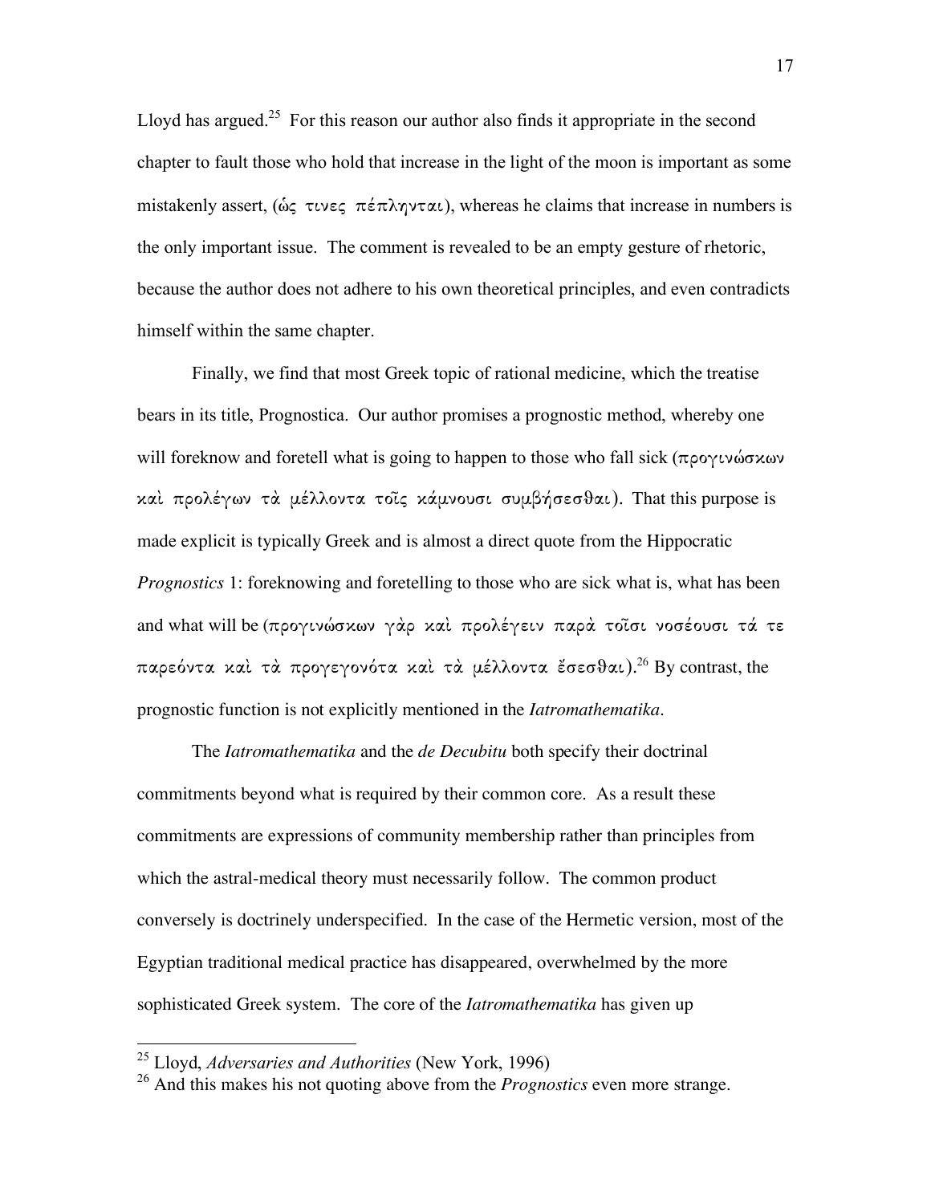Lloyd has argued.[25] For this reason our author also finds it appropriate in the second chapter to fault those who hold that increase in the light of the moon is important as some mistakenly assert, (ὡς τινες πέπληνται), whereas he claims that increase in numbers is the only important issue. The comment is revealed to be an empty gesture of rhetoric, because the author does not adhere to his own theoretical principles, and even contradicts himself within the same chapter.

Finally, we find that most Greek topic of rational medicine, which the treatise bears in its title, Prognostica. Our author promises a prognostic method, whereby one will foreknow and foretell what is going to happen to those who fall sick (προγινώσκων καὶ προλέγων τὰ μέλλοντα τοῖς κάμνουσι συμβήσεσθαι). That this purpose is made explicit is typically Greek and is almost a direct quote from the Hippocratic *Prognostics* 1: foreknowing and foretelling to those who are sick what is, what has been and what will be (προγινώσκων γὰρ καὶ προλέγειν παρὰ τοῖσι νοσέουσι τά τε παρεόντα καὶ τὰ προγεγονότα καὶ τὰ μέλλοντα ἔσεσθαι).[26] By contrast, the prognostic function is not explicitly mentioned in the *Iatromathematika*.

The *Iatromathematika* and the *de Decubitu* both specify their doctrinal commitments beyond what is required by their common core. As a result these commitments are expressions of community membership rather than principles from which the astral-medical theory must necessarily follow. The common product conversely is doctrinely underspecified. In the case of the Hermetic version, most of the Egyptian traditional medical practice has disappeared, overwhelmed by the more sophisticated Greek system. The core of the *Iatromathematika* has given up

---

[25] Lloyd, *Adversaries and Authorities* (New York, 1996)

[26] And this makes his not quoting above from the *Prognostics* even more strange.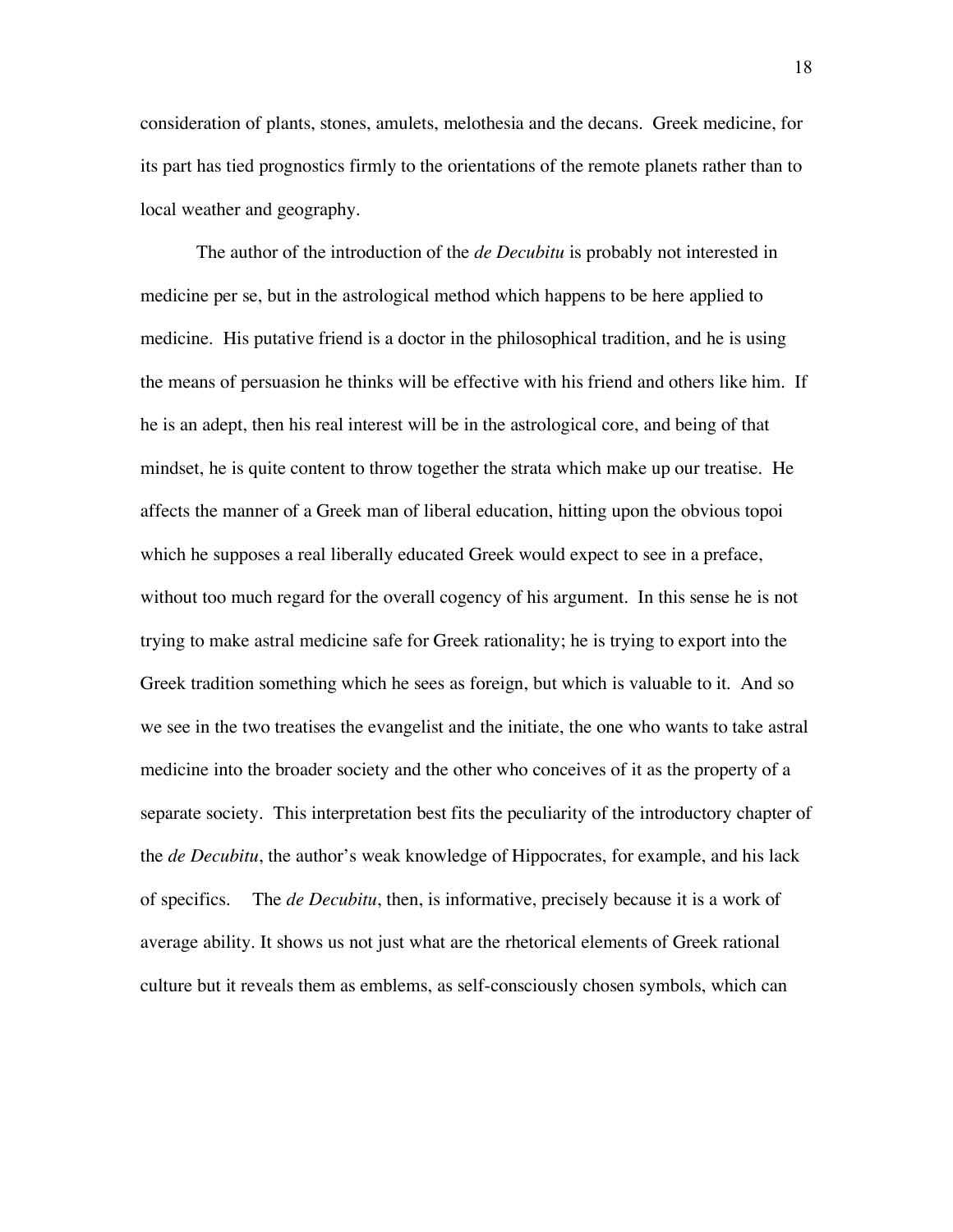consideration of plants, stones, amulets, melothesia and the decans. Greek medicine, for its part has tied prognostics firmly to the orientations of the remote planets rather than to local weather and geography.

The author of the introduction of the *de Decubitu* is probably not interested in medicine per se, but in the astrological method which happens to be here applied to medicine. His putative friend is a doctor in the philosophical tradition, and he is using the means of persuasion he thinks will be effective with his friend and others like him. If he is an adept, then his real interest will be in the astrological core, and being of that mindset, he is quite content to throw together the strata which make up our treatise. He affects the manner of a Greek man of liberal education, hitting upon the obvious topoi which he supposes a real liberally educated Greek would expect to see in a preface, without too much regard for the overall cogency of his argument. In this sense he is not trying to make astral medicine safe for Greek rationality; he is trying to export into the Greek tradition something which he sees as foreign, but which is valuable to it. And so we see in the two treatises the evangelist and the initiate, the one who wants to take astral medicine into the broader society and the other who conceives of it as the property of a separate society. This interpretation best fits the peculiarity of the introductory chapter of the *de Decubitu*, the author's weak knowledge of Hippocrates, for example, and his lack of specifics. The *de Decubitu*, then, is informative, precisely because it is a work of average ability. It shows us not just what are the rhetorical elements of Greek rational culture but it reveals them as emblems, as self-consciously chosen symbols, which can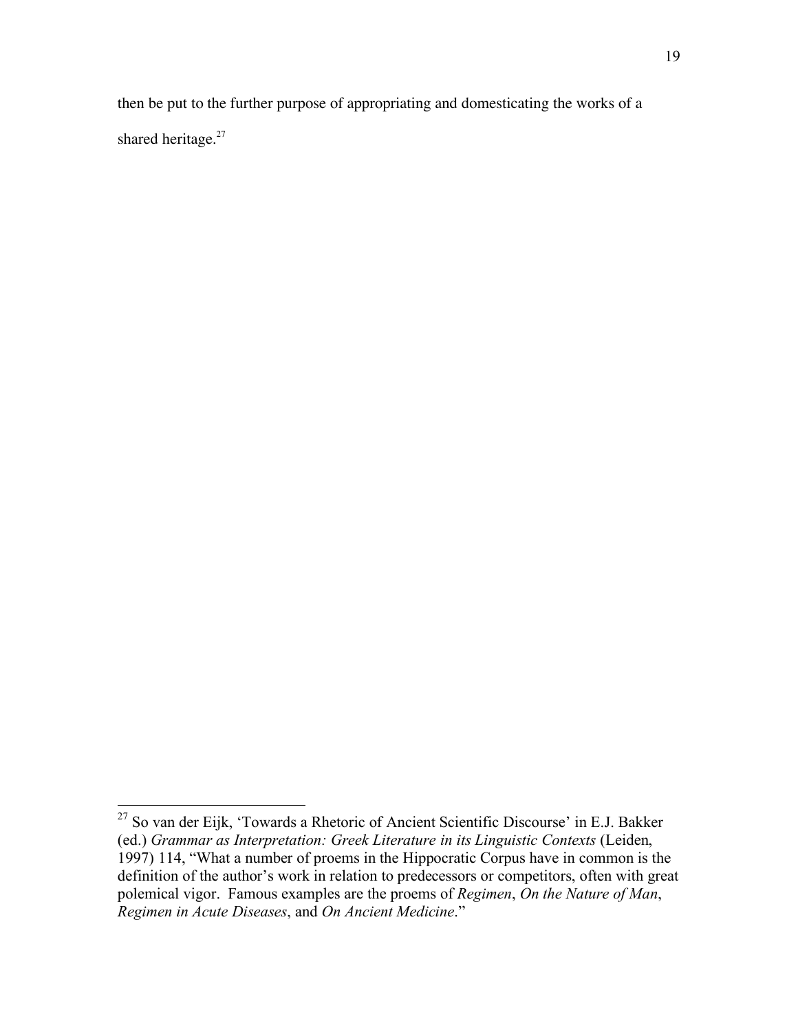then be put to the further purpose of appropriating and domesticating the works of a shared heritage.[27]

---

[27] So van der Eijk, 'Towards a Rhetoric of Ancient Scientific Discourse' in E.J. Bakker (ed.) *Grammar as Interpretation: Greek Literature in its Linguistic Contexts* (Leiden, 1997) 114, "What a number of proems in the Hippocratic Corpus have in common is the definition of the author's work in relation to predecessors or competitors, often with great polemical vigor. Famous examples are the proems of *Regimen*, *On the Nature of Man*, *Regimen in Acute Diseases*, and *On Ancient Medicine*."